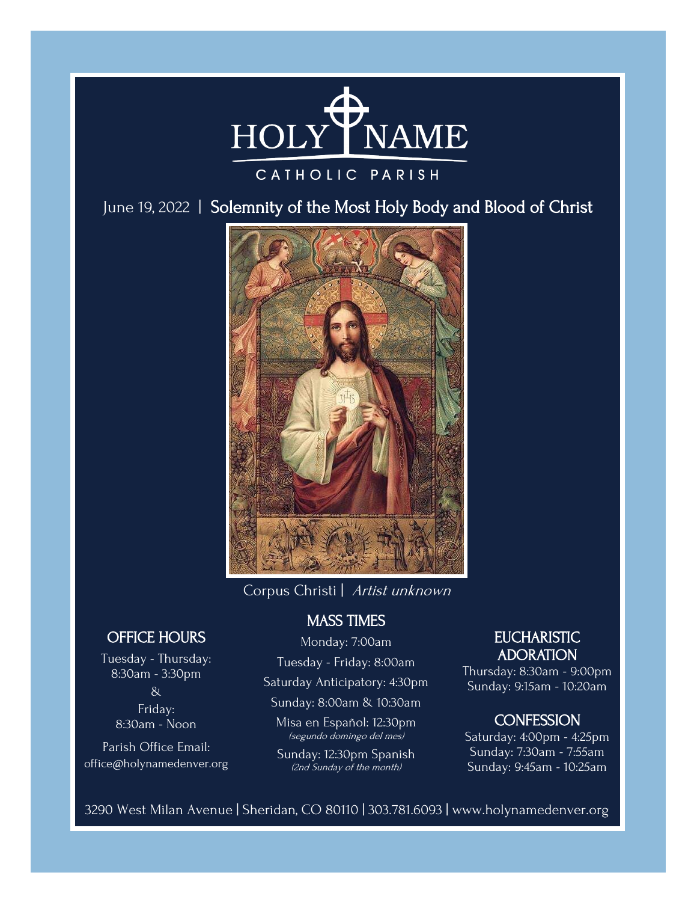# HOLY NAME

CATHOLIC PARISH

June 19, 2022 | **Solemnity of the Most Holy Body and Blood of Christ**

Corpus Christi | *Artist unknown*

## MASS TIMES

Monday: 7:00am

Tuesday - Friday: 8:00am

Saturday Anticipatory: 4:30pm

Sunday: 8:00am & 10:30am

Misa en Español: 12:30pm
*(segundo domingo del mes)*

Sunday: 12:30pm Spanish
*(2nd Sunday of the month)*

## OFFICE HOURS

Tuesday - Thursday:
8:30am - 3:30pm

&

Friday:
8:30am - Noon

Parish Office Email:
office@holynamedenver.org

## EUCHARISTIC ADORATION

Thursday: 8:30am - 9:00pm
Sunday: 9:15am - 10:20am

## CONFESSION

Saturday: 4:00pm - 4:25pm
Sunday: 7:30am - 7:55am
Sunday: 9:45am - 10:25am

3290 West Milan Avenue | Sheridan, CO 80110 | 303.781.6093 | www.holynamedenver.org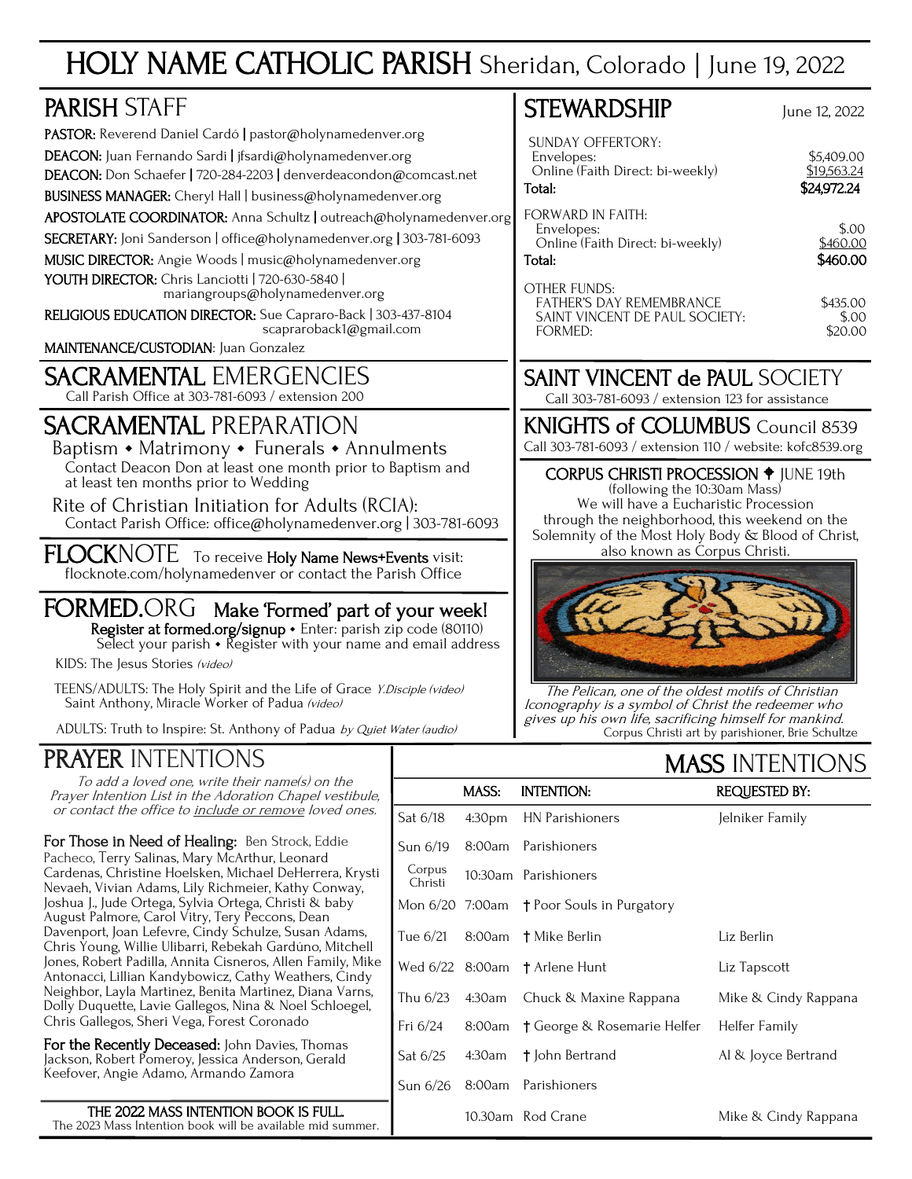# HOLY NAME CATHOLIC PARISH Sheridan, Colorado | June 19, 2022

## PARISH STAFF

**PASTOR:** Reverend Daniel Cardó | pastor@holynamedenver.org

**DEACON:** Juan Fernando Sardi | jfsardi@holynamedenver.org

**DEACON:** Don Schaefer | 720-284-2203 | denverdeacondon@comcast.net

**BUSINESS MANAGER:** Cheryl Hall | business@holynamedenver.org

**APOSTOLATE COORDINATOR:** Anna Schultz | outreach@holynamedenver.org

**SECRETARY:** Joni Sanderson | office@holynamedenver.org | 303-781-6093

**MUSIC DIRECTOR:** Angie Woods | music@holynamedenver.org

**YOUTH DIRECTOR:** Chris Lanciotti | 720-630-5840 | mariangroups@holynamedenver.org

**RELIGIOUS EDUCATION DIRECTOR:** Sue Capraro-Back | 303-437-8104 scapraroback1@gmail.com

**MAINTENANCE/CUSTODIAN:** Juan Gonzalez

## SACRAMENTAL EMERGENCIES

Call Parish Office at 303-781-6093 / extension 200

## SACRAMENTAL PREPARATION

Baptism • Matrimony • Funerals • Annulments

Contact Deacon Don at least one month prior to Baptism and at least ten months prior to Wedding

Rite of Christian Initiation for Adults (RCIA):

Contact Parish Office: office@holynamedenver.org | 303-781-6093

## FLOCKNOTE

To receive **Holy Name News+Events** visit: flocknote.com/holynamedenver or contact the Parish Office

## FORMED.ORG **Make 'Formed' part of your week!**

**Register at formed.org/signup** • Enter: parish zip code (80110)
Select your parish • Register with your name and email address

KIDS: The Jesus Stories *(video)*

TEENS/ADULTS: The Holy Spirit and the Life of Grace *Y.Disciple (video)*
Saint Anthony, Miracle Worker of Padua *(video)*

ADULTS: Truth to Inspire: St. Anthony of Padua *by Quiet Water (audio)*

## STEWARDSHIP

June 12, 2022

| | |
|---|---|
| SUNDAY OFFERTORY: | |
| Envelopes: | $5,409.00 |
| Online (Faith Direct: bi-weekly) | $19,563.24 |
| **Total:** | **$24,972.24** |
| FORWARD IN FAITH: | |
| Envelopes: | $.00 |
| Online (Faith Direct: bi-weekly) | $460.00 |
| **Total:** | **$460.00** |
| OTHER FUNDS: | |
| FATHER'S DAY REMEMBRANCE | $435.00 |
| SAINT VINCENT DE PAUL SOCIETY: | $.00 |
| FORMED: | $20.00 |

## SAINT VINCENT de PAUL SOCIETY

Call 303-781-6093 / extension 123 for assistance

## KNIGHTS of COLUMBUS Council 8539

Call 303-781-6093 / extension 110 / website: kofc8539.org

### CORPUS CHRISTI PROCESSION ✝ JUNE 19th

(following the 10:30am Mass)
We will have a Eucharistic Procession through the neighborhood, this weekend on the Solemnity of the Most Holy Body & Blood of Christ, also known as Corpus Christi.

*The Pelican, one of the oldest motifs of Christian Iconography is a symbol of Christ the redeemer who gives up his own life, sacrificing himself for mankind.*
Corpus Christi art by parishioner, Brie Schultze

## PRAYER INTENTIONS

*To add a loved one, write their name(s) on the Prayer Intention List in the Adoration Chapel vestibule, or contact the office to include or remove loved ones.*

**For Those in Need of Healing:** Ben Strock, Eddie Pacheco, Terry Salinas, Mary McArthur, Leonard Cardenas, Christine Hoelsken, Michael DeHerrera, Krysti Nevaeh, Vivian Adams, Lily Richmeier, Kathy Conway, Joshua J., Jude Ortega, Sylvia Ortega, Christi & baby August Palmore, Carol Vitry, Tery Peccons, Dean Davenport, Joan Lefevre, Cindy Schulze, Susan Adams, Chris Young, Willie Ulibarri, Rebekah Gardúno, Mitchell Jones, Robert Padilla, Annita Cisneros, Allen Family, Mike Antonacci, Lillian Kandybowicz, Cathy Weathers, Cindy Neighbor, Layla Martinez, Benita Martinez, Diana Varns, Dolly Duquette, Lavie Gallegos, Nina & Noel Schloegel, Chris Gallegos, Sheri Vega, Forest Coronado

**For the Recently Deceased:** John Davies, Thomas Jackson, Robert Pomeroy, Jessica Anderson, Gerald Keefover, Angie Adamo, Armando Zamora

**THE 2022 MASS INTENTION BOOK IS FULL.**
The 2023 Mass Intention book will be available mid summer.

## MASS INTENTIONS

| | MASS: | INTENTION: | REQUESTED BY: |
|---|---|---|---|
| Sat 6/18 | 4:30pm | HN Parishioners | Jelniker Family |
| Sun 6/19 | 8:00am | Parishioners | |
| Corpus Christi | 10:30am | Parishioners | |
| Mon 6/20 | 7:00am | † Poor Souls in Purgatory | |
| Tue 6/21 | 8:00am | † Mike Berlin | Liz Berlin |
| Wed 6/22 | 8:00am | † Arlene Hunt | Liz Tapscott |
| Thu 6/23 | 4:30am | Chuck & Maxine Rappana | Mike & Cindy Rappana |
| Fri 6/24 | 8:00am | † George & Rosemarie Helfer | Helfer Family |
| Sat 6/25 | 4:30am | † John Bertrand | Al & Joyce Bertrand |
| Sun 6/26 | 8:00am | Parishioners | |
| | 10.30am | Rod Crane | Mike & Cindy Rappana |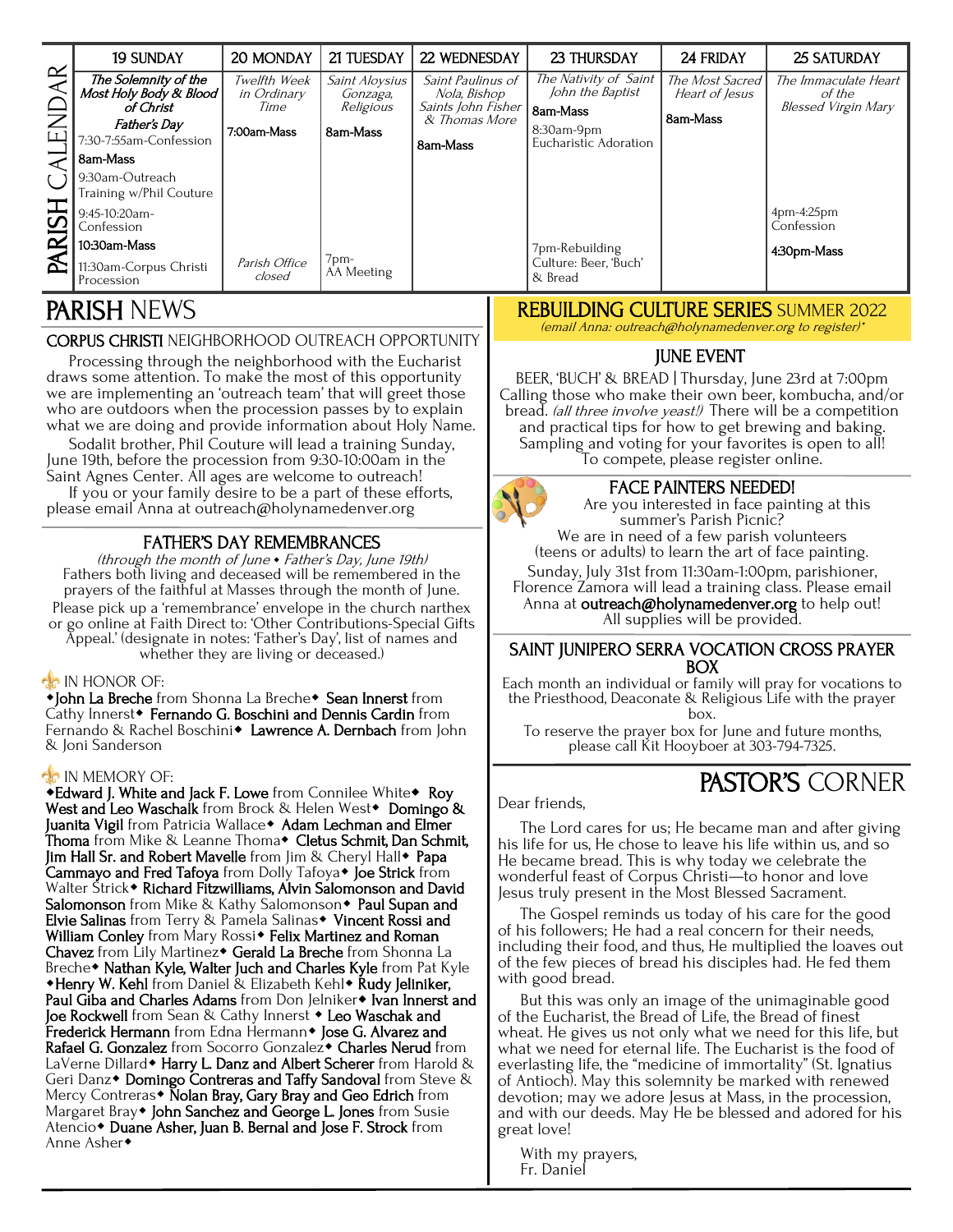## PARISH CALENDAR

| 19 SUNDAY | 20 MONDAY | 21 TUESDAY | 22 WEDNESDAY | 23 THURSDAY | 24 FRIDAY | 25 SATURDAY |
|---|---|---|---|---|---|---|
| *The Solemnity of the Most Holy Body & Blood of Christ* | *Twelfth Week in Ordinary Time* | *Saint Aloysius Gonzaga, Religious* | *Saint Paulinus of Nola, Bishop Saints John Fisher & Thomas More* | *The Nativity of Saint John the Baptist* | *The Most Sacred Heart of Jesus* | *The Immaculate Heart of the Blessed Virgin Mary* |
| *Father's Day* 7:30-7:55am-Confession | 7:00am-Mass | 8am-Mass | 8am-Mass | 8am-Mass | 8am-Mass | |
| 8am-Mass | | | | 8:30am-9pm Eucharistic Adoration | | |
| 9:30am-Outreach Training w/Phil Couture | | | | | | |
| 9:45-10:20am-Confession | | | | | | 4pm-4:25pm Confession |
| 10:30am-Mass | | | | 7pm-Rebuilding Culture: Beer, 'Buch' & Bread | | 4:30pm-Mass |
| 11:30am-Corpus Christi Procession | *Parish Office closed* | 7pm-AA Meeting | | | | |

# PARISH NEWS

### CORPUS CHRISTI NEIGHBORHOOD OUTREACH OPPORTUNITY

Processing through the neighborhood with the Eucharist draws some attention. To make the most of this opportunity we are implementing an 'outreach team' that will greet those who are outdoors when the procession passes by to explain what we are doing and provide information about Holy Name.

Sodalit brother, Phil Couture will lead a training Sunday, June 19th, before the procession from 9:30-10:00am in the Saint Agnes Center. All ages are welcome to outreach!

If you or your family desire to be a part of these efforts, please email Anna at outreach@holynamedenver.org

### FATHER'S DAY REMEMBRANCES

*(through the month of June • Father's Day, June 19th)*

Fathers both living and deceased will be remembered in the prayers of the faithful at Masses through the month of June.

Please pick up a 'remembrance' envelope in the church narthex or go online at Faith Direct to: 'Other Contributions-Special Gifts Appeal.' (designate in notes: 'Father's Day', list of names and whether they are living or deceased.)

IN HONOR OF:

•**John La Breche** from Shonna La Breche• **Sean Innerst** from Cathy Innerst• **Fernando G. Boschini and Dennis Cardin** from Fernando & Rachel Boschini• **Lawrence A. Dernbach** from John & Joni Sanderson

IN MEMORY OF:

•**Edward J. White and Jack F. Lowe** from Connilee White• **Roy West and Leo Waschalk** from Brock & Helen West• **Domingo & Juanita Vigil** from Patricia Wallace• **Adam Lechman and Elmer Thoma** from Mike & Leanne Thoma• **Cletus Schmit, Dan Schmit, Jim Hall Sr. and Robert Mavelle** from Jim & Cheryl Hall• **Papa Cammayo and Fred Tafoya** from Dolly Tafoya• **Joe Strick** from Walter Strick• **Richard Fitzwilliams, Alvin Salomonson and David Salomonson** from Mike & Kathy Salomonson• **Paul Supan and Elvie Salinas** from Terry & Pamela Salinas• **Vincent Rossi and William Conley** from Mary Rossi• **Felix Martinez and Roman Chavez** from Lily Martinez• **Gerald La Breche** from Shonna La Breche• **Nathan Kyle, Walter Juch and Charles Kyle** from Pat Kyle •**Henry W. Kehl** from Daniel & Elizabeth Kehl• **Rudy Jeliniker, Paul Giba and Charles Adams** from Don Jelniker• **Ivan Innerst and Joe Rockwell** from Sean & Cathy Innerst • **Leo Waschak and Frederick Hermann** from Edna Hermann• **Jose G. Alvarez and Rafael G. Gonzalez** from Socorro Gonzalez• **Charles Nerud** from LaVerne Dillard• **Harry L. Danz and Albert Scherer** from Harold & Geri Danz• **Domingo Contreras and Taffy Sandoval** from Steve & Mercy Contreras• **Nolan Bray, Gary Bray and Geo Edrich** from Margaret Bray• **John Sanchez and George L. Jones** from Susie Atencio• **Duane Asher, Juan B. Bernal and Jose F. Strock** from Anne Asher•

## REBUILDING CULTURE SERIES SUMMER 2022

*(email Anna: outreach@holynamedenver.org to register)\**

### JUNE EVENT

BEER, 'BUCH' & BREAD | Thursday, June 23rd at 7:00pm

Calling those who make their own beer, kombucha, and/or bread. *(all three involve yeast!)* There will be a competition and practical tips for how to get brewing and baking. Sampling and voting for your favorites is open to all! To compete, please register online.

### FACE PAINTERS NEEDED!

Are you interested in face painting at this summer's Parish Picnic?

We are in need of a few parish volunteers (teens or adults) to learn the art of face painting.

Sunday, July 31st from 11:30am-1:00pm, parishioner, Florence Zamora will lead a training class. Please email Anna at **outreach@holynamedenver.org** to help out! All supplies will be provided.

### SAINT JUNIPERO SERRA VOCATION CROSS PRAYER BOX

Each month an individual or family will pray for vocations to the Priesthood, Deaconate & Religious Life with the prayer box.

To reserve the prayer box for June and future months, please call Kit Hooyboer at 303-794-7325.

# PASTOR'S CORNER

Dear friends,

The Lord cares for us; He became man and after giving his life for us, He chose to leave his life within us, and so He became bread. This is why today we celebrate the wonderful feast of Corpus Christi—to honor and love Jesus truly present in the Most Blessed Sacrament.

The Gospel reminds us today of his care for the good of his followers; He had a real concern for their needs, including their food, and thus, He multiplied the loaves out of the few pieces of bread his disciples had. He fed them with good bread.

But this was only an image of the unimaginable good of the Eucharist, the Bread of Life, the Bread of finest wheat. He gives us not only what we need for this life, but what we need for eternal life. The Eucharist is the food of everlasting life, the "medicine of immortality" (St. Ignatius of Antioch). May this solemnity be marked with renewed devotion; may we adore Jesus at Mass, in the procession, and with our deeds. May He be blessed and adored for his great love!

With my prayers,
Fr. Daniel